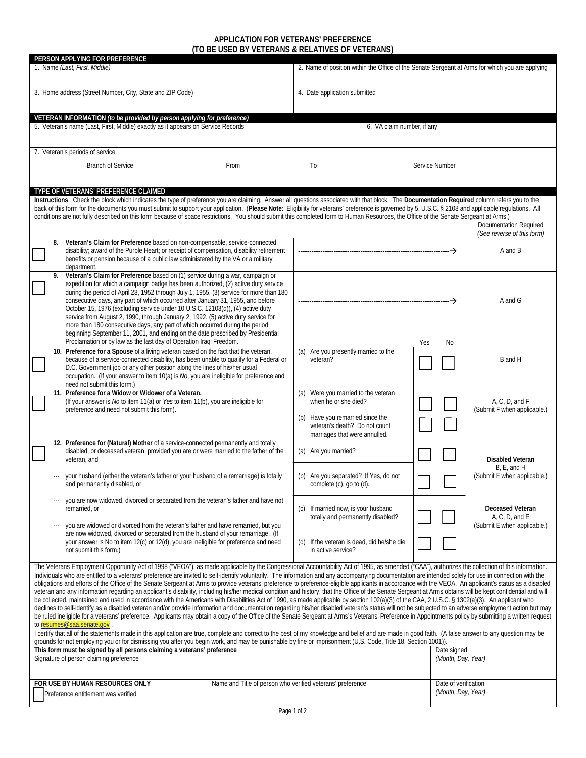# APPLICATION FOR VETERANS' PREFERENCE
## (TO BE USED BY VETERANS & RELATIVES OF VETERANS)

**PERSON APPLYING FOR PREFERENCE**

| 1. Name *(Last, First, Middle)* | 2. Name of position within the Office of the Senate Sergeant at Arms for which you are applying |
|---|---|
| 3. Home address (Street Number, City, State and ZIP Code) | 4. Date application submitted |

**VETERAN INFORMATION** *(to be provided by person applying for preference)*

| 5. Veteran's name (Last, First, Middle) exactly as it appears on Service Records | 6. VA claim number, if any |
|---|---|

7. Veteran's periods of service

| Branch of Service | From | To | Service Number |
|---|---|---|---|
| | | | |

**TYPE OF VETERANS' PREFERENCE CLAIMED**

**Instructions**: Check the block which indicates the type of preference you are claiming. Answer all questions associated with that block. The **Documentation Required** column refers you to the back of this form for the documents you must submit to support your application. (**Please Note**: Eligibility for veterans' preference is governed by 5. U.S.C. § 2108 and applicable regulations. All conditions are not fully described on this form because of space restrictions. You should submit this completed form to Human Resources, the Office of the Senate Sergeant at Arms.)

| | Claim | Question | Yes | No | Documentation Required *(See reverse of this form)* |
|---|---|---|---|---|---|
| ☐ | **8. Veteran's Claim for Preference** based on non-compensable, service-connected disability; award of the Purple Heart; or receipt of compensation, disability retirement benefits or pension because of a public law administered by the VA or a military department. | ----------→ | | | A and B |
| ☐ | **9. Veteran's Claim for Preference** based on (1) service during a war, campaign or expedition for which a campaign badge has been authorized, (2) active duty service during the period of April 28, 1952 through July 1, 1955, (3) service for more than 180 consecutive days, any part of which occurred after January 31, 1955, and before October 15, 1976 (excluding service under 10 U.S.C. 12103(d)), (4) active duty service from August 2, 1990, through January 2, 1992, (5) active duty service for more than 180 consecutive days, any part of which occurred during the period beginning September 11, 2001, and ending on the date prescribed by Presidential Proclamation or by law as the last day of Operation Iraqi Freedom. | ----------→ | | | A and G |
| ☐ | **10. Preference for a Spouse** of a living veteran based on the fact that the veteran, because of a service-connected disability, has been unable to qualify for a Federal or D.C. Government job or any other position along the lines of his/her usual occupation. (If your answer to item 10(a) is *No*, you are ineligible for preference and need not submit this form.) | (a) Are you presently married to the veteran? | ☐ | ☐ | B and H |
| ☐ | **11. Preference for a Widow or Widower of a Veteran.** (If your answer is *No* to item 11(a) or *Yes* to item 11(b), you are ineligible for preference and need not submit this form). | (a) Were you married to the veteran when he or she died? | ☐ | ☐ | A, C, D, and F (Submit F when applicable.) |
| | | (b) Have you remarried since the veteran's death? Do not count marriages that were annulled. | ☐ | ☐ | |
| ☐ | **12. Preference for (Natural) Mother** of a service-connected permanently and totally disabled, or deceased veteran, provided you are or were married to the father of the veteran, and | (a) Are you married? | ☐ | ☐ | **Disabled Veteran** B, E, and H (Submit E when applicable.) |
| | --- your husband (either the veteran's father or your husband of a remarriage) is totally and permanently disabled, or | (b) Are you separated? If Yes, do not complete (c), go to (d). | ☐ | ☐ | |
| | --- you are now widowed, divorced or separated from the veteran's father and have not remarried, or<br>--- you are widowed or divorced from the veteran's father and have remarried, but you are now widowed, divorced or separated from the husband of your remarriage. (If your answer is No to item 12(c) or 12(d), you are ineligible for preference and need not submit this form.) | (c) If married now, is your husband totally and permanently disabled? | ☐ | ☐ | **Deceased Veteran** A, C, D, and E (Submit E when applicable.) |
| | | (d) If the veteran is dead, did he/she die in active service? | ☐ | ☐ | |

The Veterans Employment Opportunity Act of 1998 ("VEOA"), as made applicable by the Congressional Accountability Act of 1995, as amended ("CAA"), authorizes the collection of this information. Individuals who are entitled to a veterans' preference are invited to self-identify voluntarily. The information and any accompanying documentation are intended solely for use in connection with the obligations and efforts of the Office of the Senate Sergeant at Arms to provide veterans' preference to preference-eligible applicants in accordance with the VEOA. An applicant's status as a disabled veteran and any information regarding an applicant's disability, including his/her medical condition and history, that the Office of the Senate Sergeant at Arms obtains will be kept confidential and will be collected, maintained and used in accordance with the Americans with Disabilities Act of 1990, as made applicable by section 102(a)(3) of the CAA, 2 U.S.C. § 1302(a)(3). An applicant who declines to self-identify as a disabled veteran and/or provide information and documentation regarding his/her disabled veteran's status will not be subjected to an adverse employment action but may be ruled ineligible for a veterans' preference. Applicants may obtain a copy of the Office of the Senate Sergeant at Arms's Veterans' Preference in Appointments policy by submitting a written request to resumes@saa.senate.gov .

I certify that all of the statements made in this application are true, complete and correct to the best of my knowledge and belief and are made in good faith. (A false answer to any question may be grounds for not employing you or for dismissing you after you begin work, and may be punishable by fine or imprisonment (U.S. Code, Title 18, Section 1001)).

| **This form must be signed by all persons claiming a veterans' preference**<br>Signature of person claiming preference | | Date signed *(Month, Day, Year)* |
|---|---|---|
| **FOR USE BY HUMAN RESOURCES ONLY**<br>☐ Preference entitlement was verified | Name and Title of person who verified veterans' preference | Date of verification *(Month, Day, Year)* |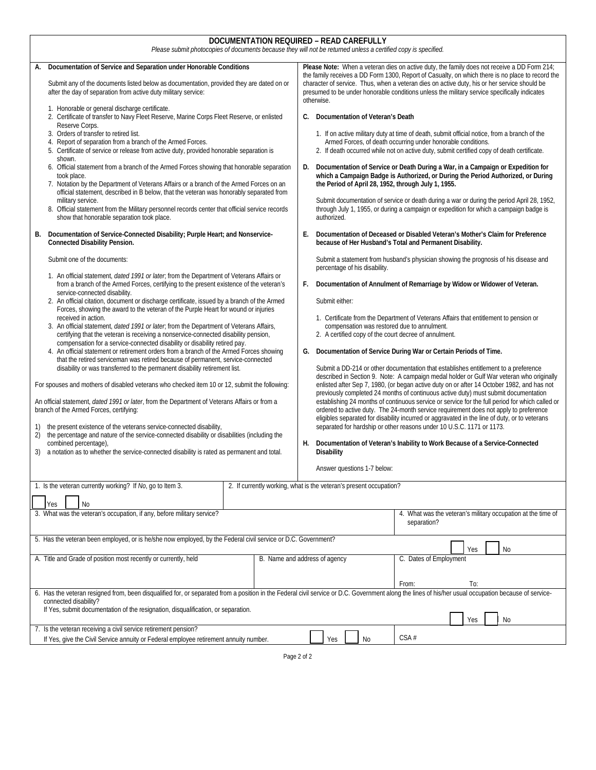# DOCUMENTATION REQUIRED – READ CAREFULLY

*Please submit photocopies of documents because they will not be returned unless a certified copy is specified.*

## A. Documentation of Service and Separation under Honorable Conditions

Submit any of the documents listed below as documentation, provided they are dated on or after the day of separation from active duty military service:

1. Honorable or general discharge certificate.
2. Certificate of transfer to Navy Fleet Reserve, Marine Corps Fleet Reserve, or enlisted Reserve Corps.
3. Orders of transfer to retired list.
4. Report of separation from a branch of the Armed Forces.
5. Certificate of service or release from active duty, provided honorable separation is shown.
6. Official statement from a branch of the Armed Forces showing that honorable separation took place.
7. Notation by the Department of Veterans Affairs or a branch of the Armed Forces on an official statement, described in B below, that the veteran was honorably separated from military service.
8. Official statement from the Military personnel records center that official service records show that honorable separation took place.

## B. Documentation of Service-Connected Disability; Purple Heart; and Nonservice-Connected Disability Pension.

Submit one of the documents:

1. An official statement, *dated 1991 or later*; from the Department of Veterans Affairs or from a branch of the Armed Forces, certifying to the present existence of the veteran's service-connected disability.
2. An official citation, document or discharge certificate, issued by a branch of the Armed Forces, showing the award to the veteran of the Purple Heart for wound or injuries received in action.
3. An official statement, *dated 1991 or later*; from the Department of Veterans Affairs, certifying that the veteran is receiving a nonservice-connected disability pension, compensation for a service-connected disability or disability retired pay.
4. An official statement or retirement orders from a branch of the Armed Forces showing that the retired serviceman was retired because of permanent, service-connected disability or was transferred to the permanent disability retirement list.

For spouses and mothers of disabled veterans who checked item 10 or 12, submit the following:

An official statement, *dated 1991 or later*, from the Department of Veterans Affairs or from a branch of the Armed Forces, certifying:

1) the present existence of the veterans service-connected disability,
2) the percentage and nature of the service-connected disability or disabilities (including the combined percentage),
3) a notation as to whether the service-connected disability is rated as permanent and total.

**Please Note:** When a veteran dies on active duty, the family does not receive a DD Form 214; the family receives a DD Form 1300, Report of Casualty, on which there is no place to record the character of service. Thus, when a veteran dies on active duty, his or her service should be presumed to be under honorable conditions unless the military service specifically indicates otherwise.

## C. Documentation of Veteran's Death

1. If on active military duty at time of death, submit official notice, from a branch of the Armed Forces, of death occurring under honorable conditions.
2. If death occurred while not on active duty, submit certified copy of death certificate.

## D. Documentation of Service or Death During a War, in a Campaign or Expedition for which a Campaign Badge is Authorized, or During the Period Authorized, or During the Period of April 28, 1952, through July 1, 1955.

Submit documentation of service or death during a war or during the period April 28, 1952, through July 1, 1955, or during a campaign or expedition for which a campaign badge is authorized.

## E. Documentation of Deceased or Disabled Veteran's Mother's Claim for Preference because of Her Husband's Total and Permanent Disability.

Submit a statement from husband's physician showing the prognosis of his disease and percentage of his disability.

## F. Documentation of Annulment of Remarriage by Widow or Widower of Veteran.

Submit either:

1. Certificate from the Department of Veterans Affairs that entitlement to pension or compensation was restored due to annulment.
2. A certified copy of the court decree of annulment.

## G. Documentation of Service During War or Certain Periods of Time.

Submit a DD-214 or other documentation that establishes entitlement to a preference described in Section 9. Note: A campaign medal holder or Gulf War veteran who originally enlisted after Sep 7, 1980, (or began active duty on or after 14 October 1982, and has not previously completed 24 months of continuous active duty) must submit documentation establishing 24 months of continuous service or service for the full period for which called or ordered to active duty. The 24-month service requirement does not apply to preference eligibles separated for disability incurred or aggravated in the line of duty, or to veterans separated for hardship or other reasons under 10 U.S.C. 1171 or 1173.

## H. Documentation of Veteran's Inability to Work Because of a Service-Connected Disability

Answer questions 1-7 below:

1. Is the veteran currently working? If *No*, go to Item 3.
   ☐ Yes ☐ No

2. If currently working, what is the veteran's present occupation?

3. What was the veteran's occupation, if any, before military service?

4. What was the veteran's military occupation at the time of separation?

5. Has the veteran been employed, or is he/she now employed, by the Federal civil service or D.C. Government?
   ☐ Yes ☐ No

| A. Title and Grade of position most recently or currently, held | B. Name and address of agency | C. Dates of Employment |
|---|---|---|
| | | From: To: |

6. Has the veteran resigned from, been disqualified for, or separated from a position in the Federal civil service or D.C. Government along the lines of his/her usual occupation because of service-connected disability?
   If Yes, submit documentation of the resignation, disqualification, or separation.
   ☐ Yes ☐ No

7. Is the veteran receiving a civil service retirement pension?
   If Yes, give the Civil Service annuity or Federal employee retirement annuity number.
   ☐ Yes ☐ No
   CSA #